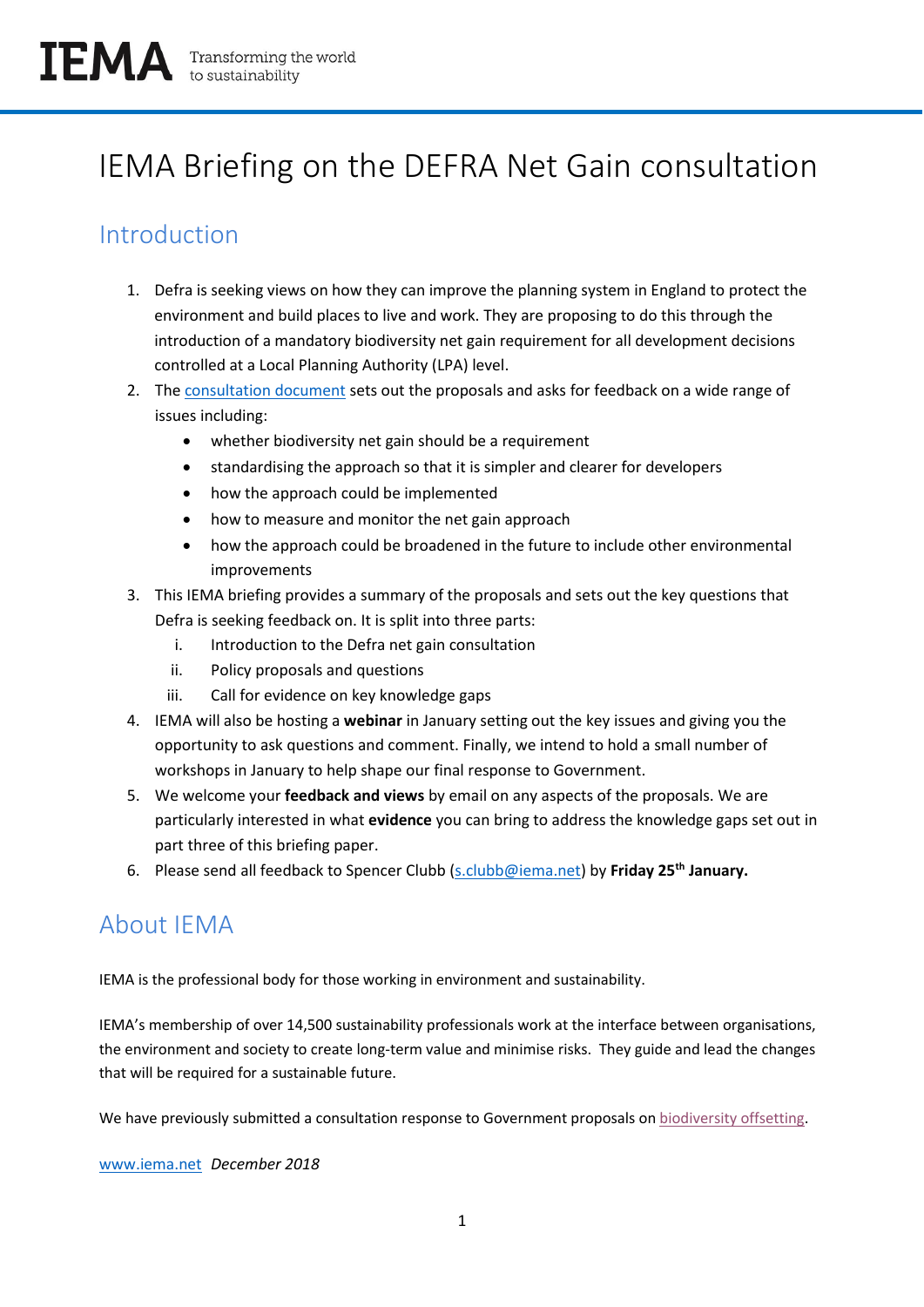IEMA Transforming the world to sustainability

# IEMA Briefing on the DEFRA Net Gain consultation

## Introduction

1. Defra is seeking views on how they can improve the planning system in England to protect the environment and build places to live and work. They are proposing to do this through the introduction of a mandatory biodiversity net gain requirement for all development decisions controlled at a Local Planning Authority (LPA) level.
2. The consultation document sets out the proposals and asks for feedback on a wide range of issues including:
   - whether biodiversity net gain should be a requirement
   - standardising the approach so that it is simpler and clearer for developers
   - how the approach could be implemented
   - how to measure and monitor the net gain approach
   - how the approach could be broadened in the future to include other environmental improvements
3. This IEMA briefing provides a summary of the proposals and sets out the key questions that Defra is seeking feedback on. It is split into three parts:
   1. Introduction to the Defra net gain consultation
   2. Policy proposals and questions
   3. Call for evidence on key knowledge gaps
4. IEMA will also be hosting a **webinar** in January setting out the key issues and giving you the opportunity to ask questions and comment. Finally, we intend to hold a small number of workshops in January to help shape our final response to Government.
5. We welcome your **feedback and views** by email on any aspects of the proposals. We are particularly interested in what **evidence** you can bring to address the knowledge gaps set out in part three of this briefing paper.
6. Please send all feedback to Spencer Clubb (s.clubb@iema.net) by **Friday 25th January.**

## About IEMA

IEMA is the professional body for those working in environment and sustainability.

IEMA's membership of over 14,500 sustainability professionals work at the interface between organisations, the environment and society to create long-term value and minimise risks. They guide and lead the changes that will be required for a sustainable future.

We have previously submitted a consultation response to Government proposals on biodiversity offsetting.

www.iema.net *December 2018*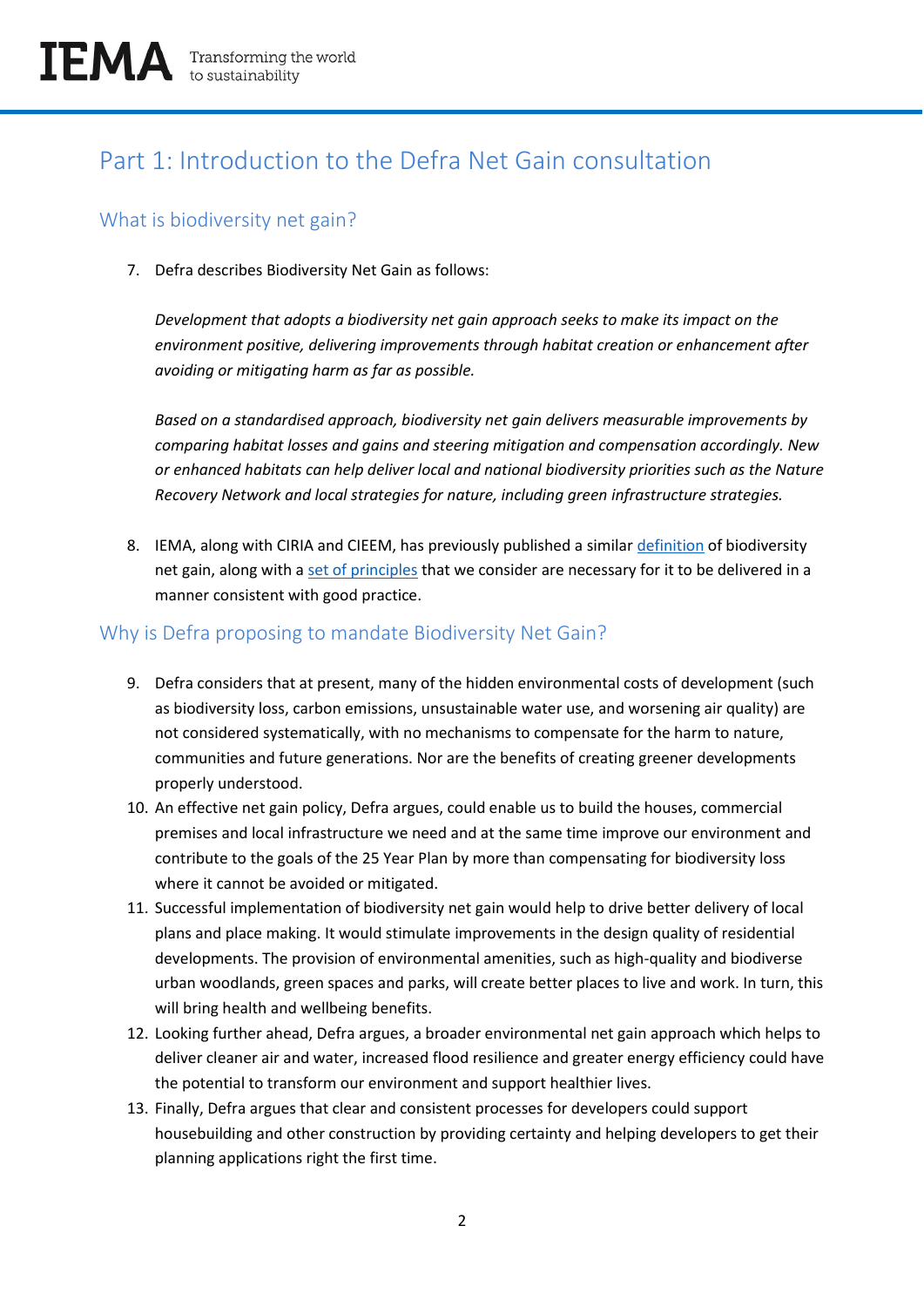## Part 1: Introduction to the Defra Net Gain consultation

### What is biodiversity net gain?

7. Defra describes Biodiversity Net Gain as follows:

   *Development that adopts a biodiversity net gain approach seeks to make its impact on the environment positive, delivering improvements through habitat creation or enhancement after avoiding or mitigating harm as far as possible.*

   *Based on a standardised approach, biodiversity net gain delivers measurable improvements by comparing habitat losses and gains and steering mitigation and compensation accordingly. New or enhanced habitats can help deliver local and national biodiversity priorities such as the Nature Recovery Network and local strategies for nature, including green infrastructure strategies.*

8. IEMA, along with CIRIA and CIEEM, has previously published a similar definition of biodiversity net gain, along with a set of principles that we consider are necessary for it to be delivered in a manner consistent with good practice.

### Why is Defra proposing to mandate Biodiversity Net Gain?

9. Defra considers that at present, many of the hidden environmental costs of development (such as biodiversity loss, carbon emissions, unsustainable water use, and worsening air quality) are not considered systematically, with no mechanisms to compensate for the harm to nature, communities and future generations. Nor are the benefits of creating greener developments properly understood.
10. An effective net gain policy, Defra argues, could enable us to build the houses, commercial premises and local infrastructure we need and at the same time improve our environment and contribute to the goals of the 25 Year Plan by more than compensating for biodiversity loss where it cannot be avoided or mitigated.
11. Successful implementation of biodiversity net gain would help to drive better delivery of local plans and place making. It would stimulate improvements in the design quality of residential developments. The provision of environmental amenities, such as high-quality and biodiverse urban woodlands, green spaces and parks, will create better places to live and work. In turn, this will bring health and wellbeing benefits.
12. Looking further ahead, Defra argues, a broader environmental net gain approach which helps to deliver cleaner air and water, increased flood resilience and greater energy efficiency could have the potential to transform our environment and support healthier lives.
13. Finally, Defra argues that clear and consistent processes for developers could support housebuilding and other construction by providing certainty and helping developers to get their planning applications right the first time.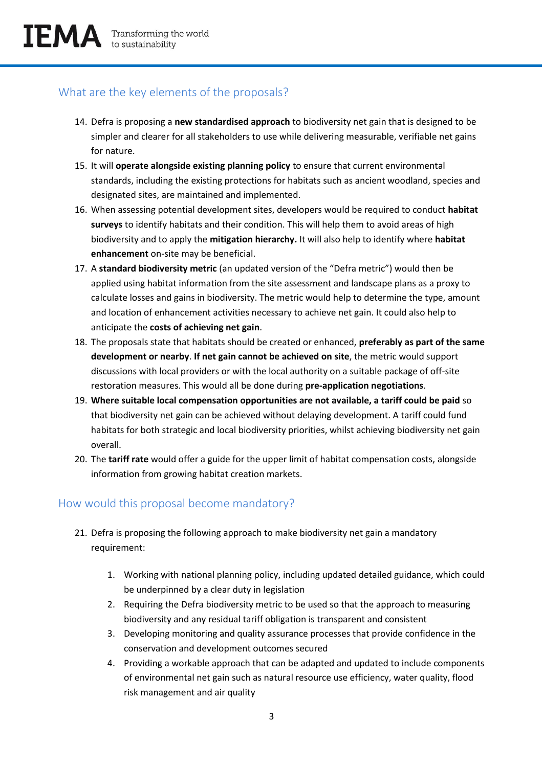## What are the key elements of the proposals?

14. Defra is proposing a **new standardised approach** to biodiversity net gain that is designed to be simpler and clearer for all stakeholders to use while delivering measurable, verifiable net gains for nature.
15. It will **operate alongside existing planning policy** to ensure that current environmental standards, including the existing protections for habitats such as ancient woodland, species and designated sites, are maintained and implemented.
16. When assessing potential development sites, developers would be required to conduct **habitat surveys** to identify habitats and their condition. This will help them to avoid areas of high biodiversity and to apply the **mitigation hierarchy.** It will also help to identify where **habitat enhancement** on-site may be beneficial.
17. A **standard biodiversity metric** (an updated version of the "Defra metric") would then be applied using habitat information from the site assessment and landscape plans as a proxy to calculate losses and gains in biodiversity. The metric would help to determine the type, amount and location of enhancement activities necessary to achieve net gain. It could also help to anticipate the **costs of achieving net gain**.
18. The proposals state that habitats should be created or enhanced, **preferably as part of the same development or nearby**. **If net gain cannot be achieved on site**, the metric would support discussions with local providers or with the local authority on a suitable package of off-site restoration measures. This would all be done during **pre-application negotiations**.
19. **Where suitable local compensation opportunities are not available, a tariff could be paid** so that biodiversity net gain can be achieved without delaying development. A tariff could fund habitats for both strategic and local biodiversity priorities, whilst achieving biodiversity net gain overall.
20. The **tariff rate** would offer a guide for the upper limit of habitat compensation costs, alongside information from growing habitat creation markets.

## How would this proposal become mandatory?

21. Defra is proposing the following approach to make biodiversity net gain a mandatory requirement:

    1. Working with national planning policy, including updated detailed guidance, which could be underpinned by a clear duty in legislation
    2. Requiring the Defra biodiversity metric to be used so that the approach to measuring biodiversity and any residual tariff obligation is transparent and consistent
    3. Developing monitoring and quality assurance processes that provide confidence in the conservation and development outcomes secured
    4. Providing a workable approach that can be adapted and updated to include components of environmental net gain such as natural resource use efficiency, water quality, flood risk management and air quality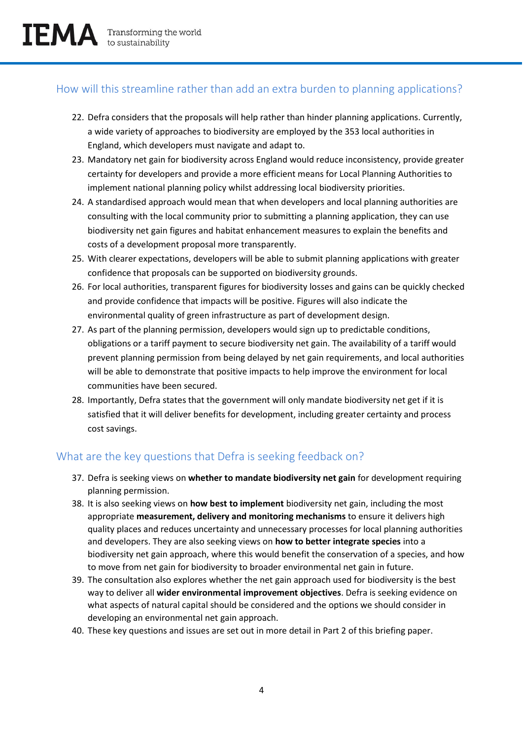## How will this streamline rather than add an extra burden to planning applications?

22. Defra considers that the proposals will help rather than hinder planning applications. Currently, a wide variety of approaches to biodiversity are employed by the 353 local authorities in England, which developers must navigate and adapt to.
23. Mandatory net gain for biodiversity across England would reduce inconsistency, provide greater certainty for developers and provide a more efficient means for Local Planning Authorities to implement national planning policy whilst addressing local biodiversity priorities.
24. A standardised approach would mean that when developers and local planning authorities are consulting with the local community prior to submitting a planning application, they can use biodiversity net gain figures and habitat enhancement measures to explain the benefits and costs of a development proposal more transparently.
25. With clearer expectations, developers will be able to submit planning applications with greater confidence that proposals can be supported on biodiversity grounds.
26. For local authorities, transparent figures for biodiversity losses and gains can be quickly checked and provide confidence that impacts will be positive. Figures will also indicate the environmental quality of green infrastructure as part of development design.
27. As part of the planning permission, developers would sign up to predictable conditions, obligations or a tariff payment to secure biodiversity net gain. The availability of a tariff would prevent planning permission from being delayed by net gain requirements, and local authorities will be able to demonstrate that positive impacts to help improve the environment for local communities have been secured.
28. Importantly, Defra states that the government will only mandate biodiversity net get if it is satisfied that it will deliver benefits for development, including greater certainty and process cost savings.

## What are the key questions that Defra is seeking feedback on?

37. Defra is seeking views on **whether to mandate biodiversity net gain** for development requiring planning permission.
38. It is also seeking views on **how best to implement** biodiversity net gain, including the most appropriate **measurement, delivery and monitoring mechanisms** to ensure it delivers high quality places and reduces uncertainty and unnecessary processes for local planning authorities and developers. They are also seeking views on **how to better integrate species** into a biodiversity net gain approach, where this would benefit the conservation of a species, and how to move from net gain for biodiversity to broader environmental net gain in future.
39. The consultation also explores whether the net gain approach used for biodiversity is the best way to deliver all **wider environmental improvement objectives**. Defra is seeking evidence on what aspects of natural capital should be considered and the options we should consider in developing an environmental net gain approach.
40. These key questions and issues are set out in more detail in Part 2 of this briefing paper.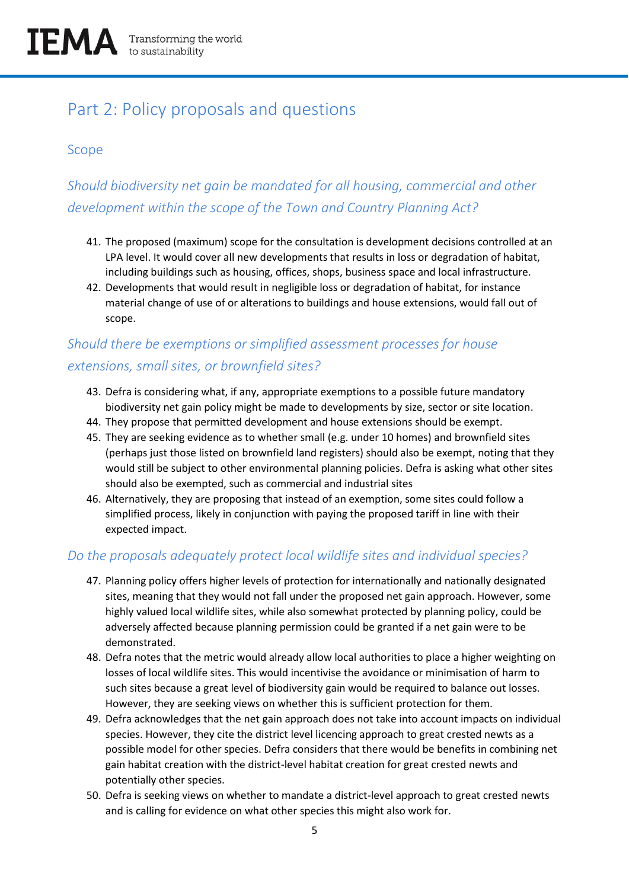## Part 2: Policy proposals and questions

### Scope

*Should biodiversity net gain be mandated for all housing, commercial and other development within the scope of the Town and Country Planning Act?*

41. The proposed (maximum) scope for the consultation is development decisions controlled at an LPA level. It would cover all new developments that results in loss or degradation of habitat, including buildings such as housing, offices, shops, business space and local infrastructure.
42. Developments that would result in negligible loss or degradation of habitat, for instance material change of use of or alterations to buildings and house extensions, would fall out of scope.

*Should there be exemptions or simplified assessment processes for house extensions, small sites, or brownfield sites?*

43. Defra is considering what, if any, appropriate exemptions to a possible future mandatory biodiversity net gain policy might be made to developments by size, sector or site location.
44. They propose that permitted development and house extensions should be exempt.
45. They are seeking evidence as to whether small (e.g. under 10 homes) and brownfield sites (perhaps just those listed on brownfield land registers) should also be exempt, noting that they would still be subject to other environmental planning policies. Defra is asking what other sites should also be exempted, such as commercial and industrial sites
46. Alternatively, they are proposing that instead of an exemption, some sites could follow a simplified process, likely in conjunction with paying the proposed tariff in line with their expected impact.

*Do the proposals adequately protect local wildlife sites and individual species?*

47. Planning policy offers higher levels of protection for internationally and nationally designated sites, meaning that they would not fall under the proposed net gain approach. However, some highly valued local wildlife sites, while also somewhat protected by planning policy, could be adversely affected because planning permission could be granted if a net gain were to be demonstrated.
48. Defra notes that the metric would already allow local authorities to place a higher weighting on losses of local wildlife sites. This would incentivise the avoidance or minimisation of harm to such sites because a great level of biodiversity gain would be required to balance out losses. However, they are seeking views on whether this is sufficient protection for them.
49. Defra acknowledges that the net gain approach does not take into account impacts on individual species. However, they cite the district level licencing approach to great crested newts as a possible model for other species. Defra considers that there would be benefits in combining net gain habitat creation with the district-level habitat creation for great crested newts and potentially other species.
50. Defra is seeking views on whether to mandate a district-level approach to great crested newts and is calling for evidence on what other species this might also work for.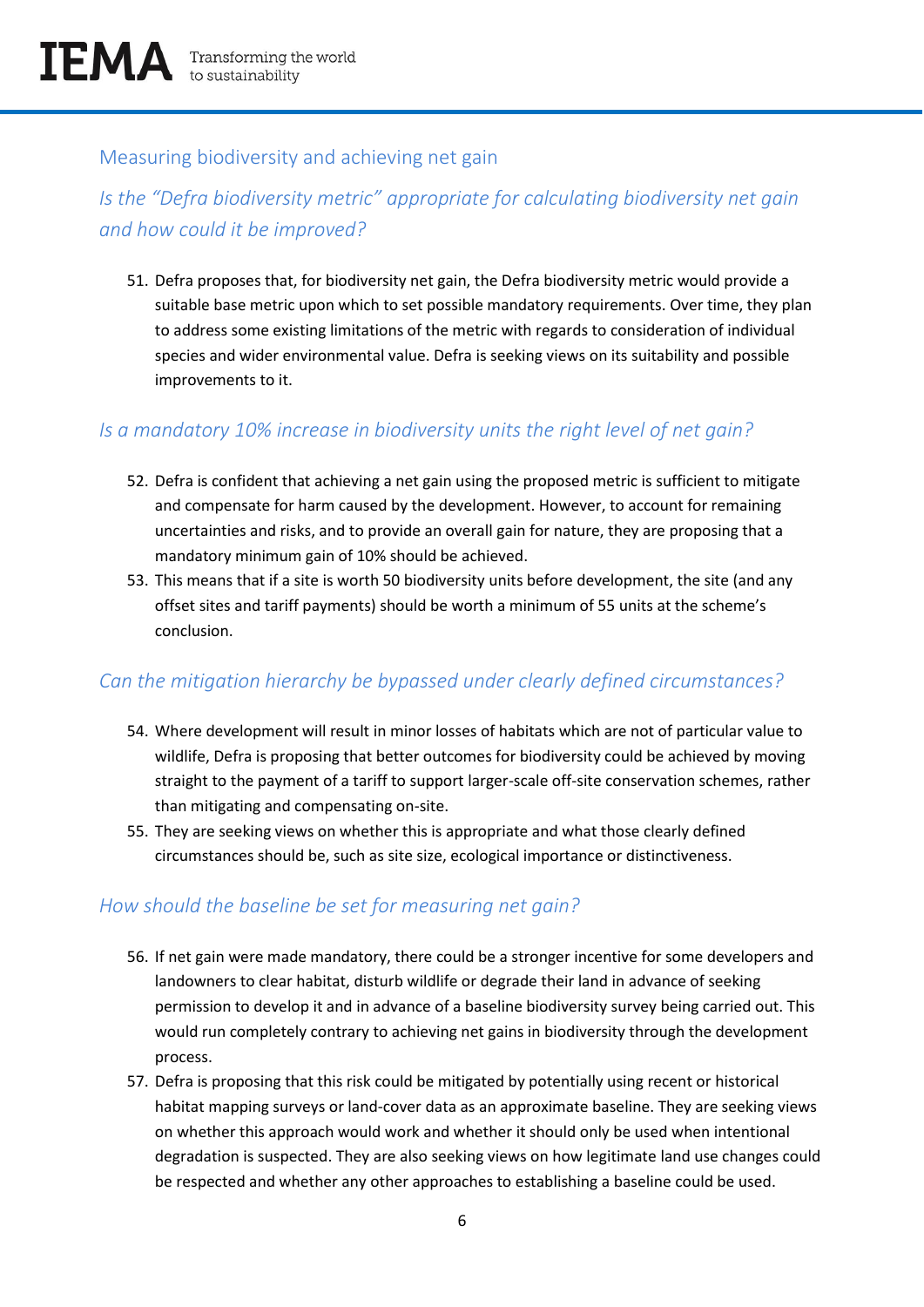## Measuring biodiversity and achieving net gain

### *Is the "Defra biodiversity metric" appropriate for calculating biodiversity net gain and how could it be improved?*

51. Defra proposes that, for biodiversity net gain, the Defra biodiversity metric would provide a suitable base metric upon which to set possible mandatory requirements. Over time, they plan to address some existing limitations of the metric with regards to consideration of individual species and wider environmental value. Defra is seeking views on its suitability and possible improvements to it.

### *Is a mandatory 10% increase in biodiversity units the right level of net gain?*

52. Defra is confident that achieving a net gain using the proposed metric is sufficient to mitigate and compensate for harm caused by the development. However, to account for remaining uncertainties and risks, and to provide an overall gain for nature, they are proposing that a mandatory minimum gain of 10% should be achieved.
53. This means that if a site is worth 50 biodiversity units before development, the site (and any offset sites and tariff payments) should be worth a minimum of 55 units at the scheme's conclusion.

### *Can the mitigation hierarchy be bypassed under clearly defined circumstances?*

54. Where development will result in minor losses of habitats which are not of particular value to wildlife, Defra is proposing that better outcomes for biodiversity could be achieved by moving straight to the payment of a tariff to support larger-scale off-site conservation schemes, rather than mitigating and compensating on-site.
55. They are seeking views on whether this is appropriate and what those clearly defined circumstances should be, such as site size, ecological importance or distinctiveness.

### *How should the baseline be set for measuring net gain?*

56. If net gain were made mandatory, there could be a stronger incentive for some developers and landowners to clear habitat, disturb wildlife or degrade their land in advance of seeking permission to develop it and in advance of a baseline biodiversity survey being carried out. This would run completely contrary to achieving net gains in biodiversity through the development process.
57. Defra is proposing that this risk could be mitigated by potentially using recent or historical habitat mapping surveys or land-cover data as an approximate baseline. They are seeking views on whether this approach would work and whether it should only be used when intentional degradation is suspected. They are also seeking views on how legitimate land use changes could be respected and whether any other approaches to establishing a baseline could be used.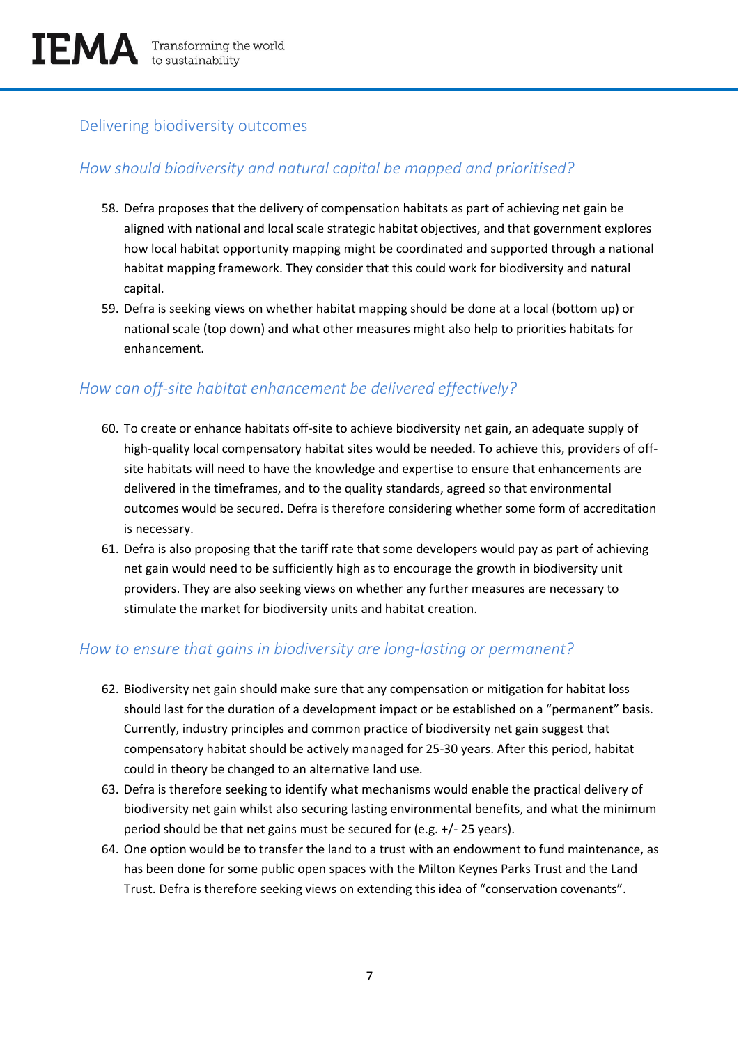## Delivering biodiversity outcomes

### *How should biodiversity and natural capital be mapped and prioritised?*

58. Defra proposes that the delivery of compensation habitats as part of achieving net gain be aligned with national and local scale strategic habitat objectives, and that government explores how local habitat opportunity mapping might be coordinated and supported through a national habitat mapping framework. They consider that this could work for biodiversity and natural capital.
59. Defra is seeking views on whether habitat mapping should be done at a local (bottom up) or national scale (top down) and what other measures might also help to priorities habitats for enhancement.

### *How can off-site habitat enhancement be delivered effectively?*

60. To create or enhance habitats off-site to achieve biodiversity net gain, an adequate supply of high-quality local compensatory habitat sites would be needed. To achieve this, providers of off-site habitats will need to have the knowledge and expertise to ensure that enhancements are delivered in the timeframes, and to the quality standards, agreed so that environmental outcomes would be secured. Defra is therefore considering whether some form of accreditation is necessary.
61. Defra is also proposing that the tariff rate that some developers would pay as part of achieving net gain would need to be sufficiently high as to encourage the growth in biodiversity unit providers. They are also seeking views on whether any further measures are necessary to stimulate the market for biodiversity units and habitat creation.

### *How to ensure that gains in biodiversity are long-lasting or permanent?*

62. Biodiversity net gain should make sure that any compensation or mitigation for habitat loss should last for the duration of a development impact or be established on a "permanent" basis. Currently, industry principles and common practice of biodiversity net gain suggest that compensatory habitat should be actively managed for 25-30 years. After this period, habitat could in theory be changed to an alternative land use.
63. Defra is therefore seeking to identify what mechanisms would enable the practical delivery of biodiversity net gain whilst also securing lasting environmental benefits, and what the minimum period should be that net gains must be secured for (e.g. +/- 25 years).
64. One option would be to transfer the land to a trust with an endowment to fund maintenance, as has been done for some public open spaces with the Milton Keynes Parks Trust and the Land Trust. Defra is therefore seeking views on extending this idea of "conservation covenants".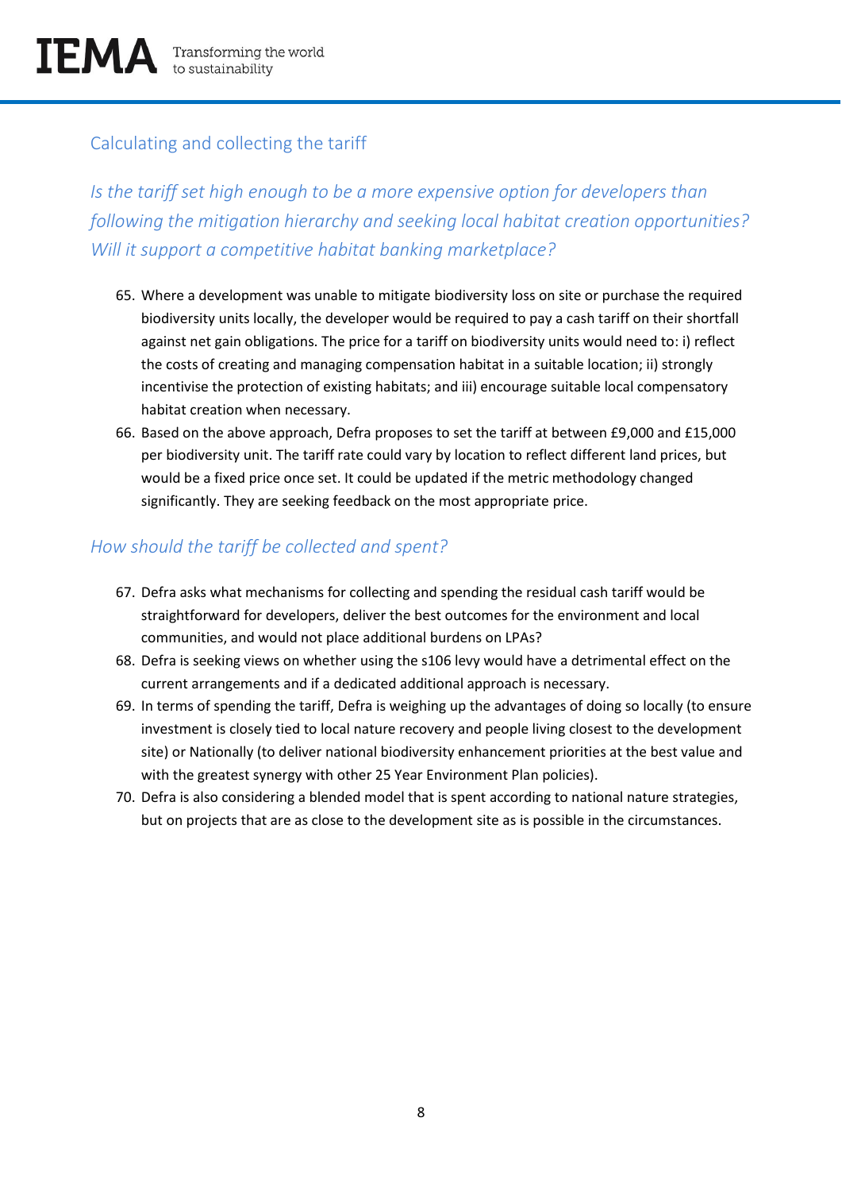## Calculating and collecting the tariff

### *Is the tariff set high enough to be a more expensive option for developers than following the mitigation hierarchy and seeking local habitat creation opportunities? Will it support a competitive habitat banking marketplace?*

65. Where a development was unable to mitigate biodiversity loss on site or purchase the required biodiversity units locally, the developer would be required to pay a cash tariff on their shortfall against net gain obligations. The price for a tariff on biodiversity units would need to: i) reflect the costs of creating and managing compensation habitat in a suitable location; ii) strongly incentivise the protection of existing habitats; and iii) encourage suitable local compensatory habitat creation when necessary.
66. Based on the above approach, Defra proposes to set the tariff at between £9,000 and £15,000 per biodiversity unit. The tariff rate could vary by location to reflect different land prices, but would be a fixed price once set. It could be updated if the metric methodology changed significantly. They are seeking feedback on the most appropriate price.

### *How should the tariff be collected and spent?*

67. Defra asks what mechanisms for collecting and spending the residual cash tariff would be straightforward for developers, deliver the best outcomes for the environment and local communities, and would not place additional burdens on LPAs?
68. Defra is seeking views on whether using the s106 levy would have a detrimental effect on the current arrangements and if a dedicated additional approach is necessary.
69. In terms of spending the tariff, Defra is weighing up the advantages of doing so locally (to ensure investment is closely tied to local nature recovery and people living closest to the development site) or Nationally (to deliver national biodiversity enhancement priorities at the best value and with the greatest synergy with other 25 Year Environment Plan policies).
70. Defra is also considering a blended model that is spent according to national nature strategies, but on projects that are as close to the development site as is possible in the circumstances.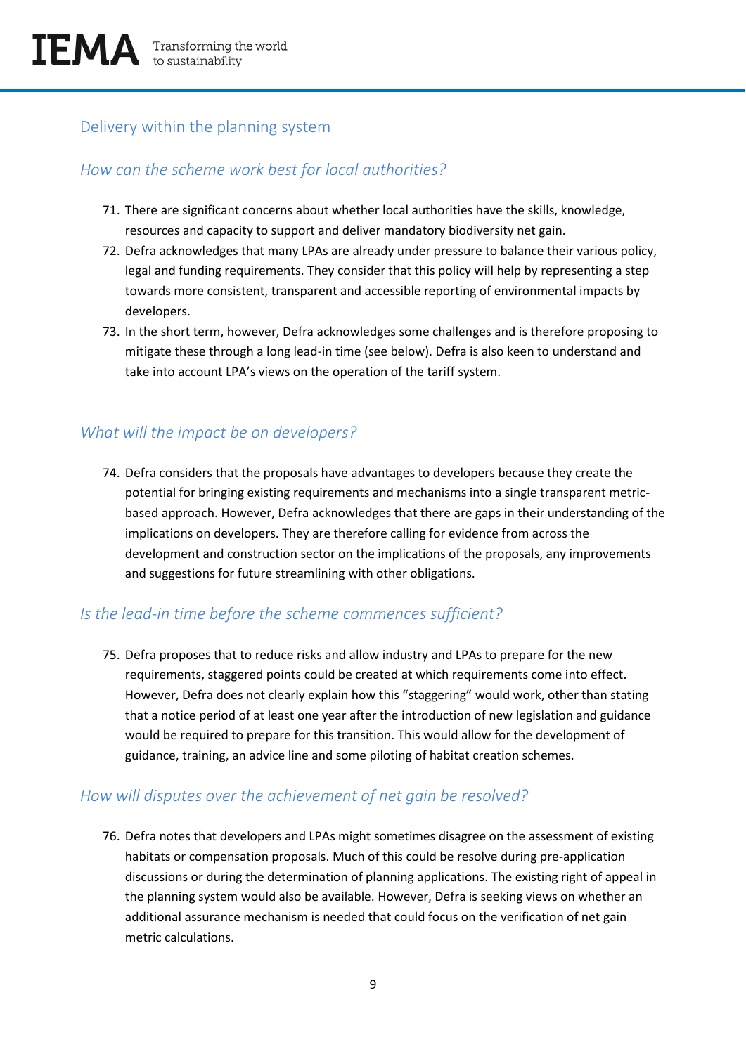## Delivery within the planning system

### *How can the scheme work best for local authorities?*

71. There are significant concerns about whether local authorities have the skills, knowledge, resources and capacity to support and deliver mandatory biodiversity net gain.
72. Defra acknowledges that many LPAs are already under pressure to balance their various policy, legal and funding requirements. They consider that this policy will help by representing a step towards more consistent, transparent and accessible reporting of environmental impacts by developers.
73. In the short term, however, Defra acknowledges some challenges and is therefore proposing to mitigate these through a long lead-in time (see below). Defra is also keen to understand and take into account LPA's views on the operation of the tariff system.

### *What will the impact be on developers?*

74. Defra considers that the proposals have advantages to developers because they create the potential for bringing existing requirements and mechanisms into a single transparent metric-based approach. However, Defra acknowledges that there are gaps in their understanding of the implications on developers. They are therefore calling for evidence from across the development and construction sector on the implications of the proposals, any improvements and suggestions for future streamlining with other obligations.

### *Is the lead-in time before the scheme commences sufficient?*

75. Defra proposes that to reduce risks and allow industry and LPAs to prepare for the new requirements, staggered points could be created at which requirements come into effect. However, Defra does not clearly explain how this "staggering" would work, other than stating that a notice period of at least one year after the introduction of new legislation and guidance would be required to prepare for this transition. This would allow for the development of guidance, training, an advice line and some piloting of habitat creation schemes.

### *How will disputes over the achievement of net gain be resolved?*

76. Defra notes that developers and LPAs might sometimes disagree on the assessment of existing habitats or compensation proposals. Much of this could be resolve during pre-application discussions or during the determination of planning applications. The existing right of appeal in the planning system would also be available. However, Defra is seeking views on whether an additional assurance mechanism is needed that could focus on the verification of net gain metric calculations.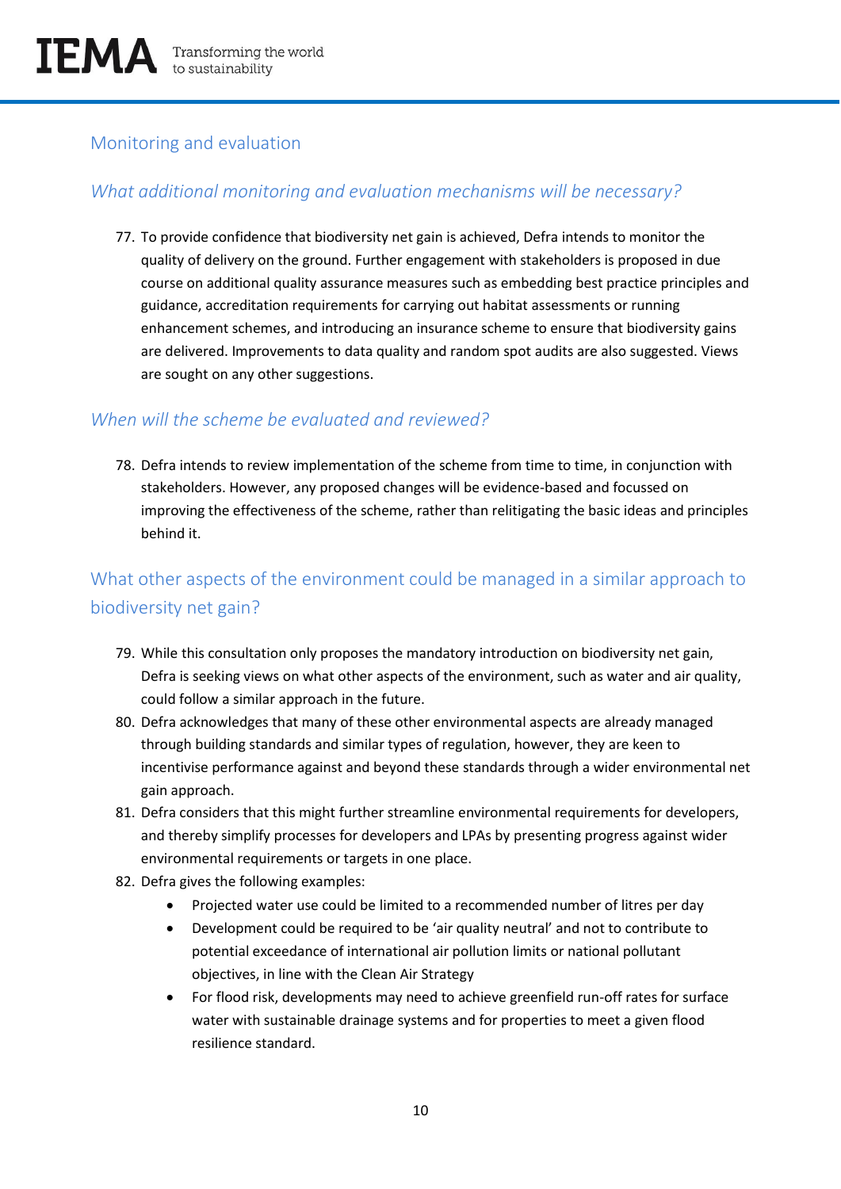## Monitoring and evaluation

### *What additional monitoring and evaluation mechanisms will be necessary?*

77. To provide confidence that biodiversity net gain is achieved, Defra intends to monitor the quality of delivery on the ground. Further engagement with stakeholders is proposed in due course on additional quality assurance measures such as embedding best practice principles and guidance, accreditation requirements for carrying out habitat assessments or running enhancement schemes, and introducing an insurance scheme to ensure that biodiversity gains are delivered. Improvements to data quality and random spot audits are also suggested. Views are sought on any other suggestions.

### *When will the scheme be evaluated and reviewed?*

78. Defra intends to review implementation of the scheme from time to time, in conjunction with stakeholders. However, any proposed changes will be evidence-based and focussed on improving the effectiveness of the scheme, rather than relitigating the basic ideas and principles behind it.

## What other aspects of the environment could be managed in a similar approach to biodiversity net gain?

79. While this consultation only proposes the mandatory introduction on biodiversity net gain, Defra is seeking views on what other aspects of the environment, such as water and air quality, could follow a similar approach in the future.
80. Defra acknowledges that many of these other environmental aspects are already managed through building standards and similar types of regulation, however, they are keen to incentivise performance against and beyond these standards through a wider environmental net gain approach.
81. Defra considers that this might further streamline environmental requirements for developers, and thereby simplify processes for developers and LPAs by presenting progress against wider environmental requirements or targets in one place.
82. Defra gives the following examples:
    - Projected water use could be limited to a recommended number of litres per day
    - Development could be required to be 'air quality neutral' and not to contribute to potential exceedance of international air pollution limits or national pollutant objectives, in line with the Clean Air Strategy
    - For flood risk, developments may need to achieve greenfield run-off rates for surface water with sustainable drainage systems and for properties to meet a given flood resilience standard.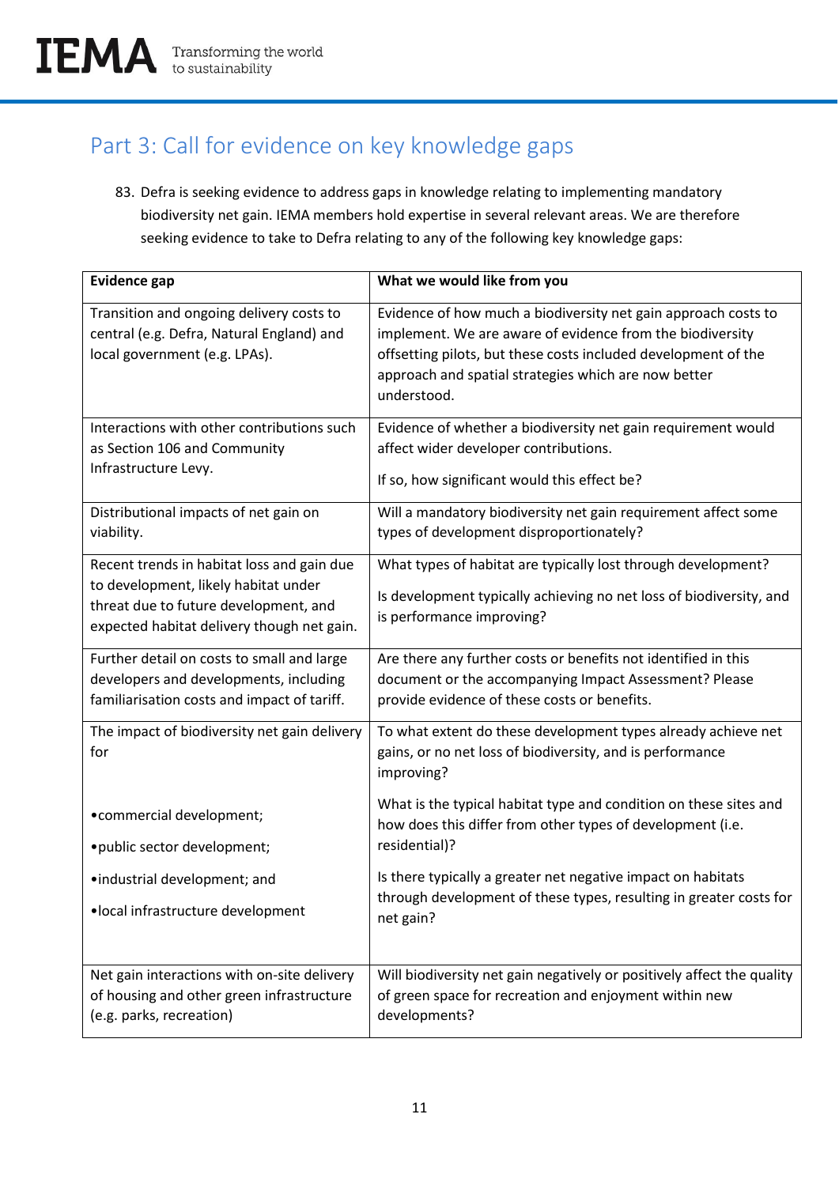## Part 3: Call for evidence on key knowledge gaps

83. Defra is seeking evidence to address gaps in knowledge relating to implementing mandatory biodiversity net gain. IEMA members hold expertise in several relevant areas. We are therefore seeking evidence to take to Defra relating to any of the following key knowledge gaps:

| Evidence gap | What we would like from you |
|---|---|
| Transition and ongoing delivery costs to central (e.g. Defra, Natural England) and local government (e.g. LPAs). | Evidence of how much a biodiversity net gain approach costs to implement. We are aware of evidence from the biodiversity offsetting pilots, but these costs included development of the approach and spatial strategies which are now better understood. |
| Interactions with other contributions such as Section 106 and Community Infrastructure Levy. | Evidence of whether a biodiversity net gain requirement would affect wider developer contributions.<br><br>If so, how significant would this effect be? |
| Distributional impacts of net gain on viability. | Will a mandatory biodiversity net gain requirement affect some types of development disproportionately? |
| Recent trends in habitat loss and gain due to development, likely habitat under threat due to future development, and expected habitat delivery though net gain. | What types of habitat are typically lost through development?<br><br>Is development typically achieving no net loss of biodiversity, and is performance improving? |
| Further detail on costs to small and large developers and developments, including familiarisation costs and impact of tariff. | Are there any further costs or benefits not identified in this document or the accompanying Impact Assessment? Please provide evidence of these costs or benefits. |
| The impact of biodiversity net gain delivery for<br><br>•commercial development;<br>•public sector development;<br>•industrial development; and<br>•local infrastructure development | To what extent do these development types already achieve net gains, or no net loss of biodiversity, and is performance improving?<br><br>What is the typical habitat type and condition on these sites and how does this differ from other types of development (i.e. residential)?<br><br>Is there typically a greater net negative impact on habitats through development of these types, resulting in greater costs for net gain? |
| Net gain interactions with on-site delivery of housing and other green infrastructure (e.g. parks, recreation) | Will biodiversity net gain negatively or positively affect the quality of green space for recreation and enjoyment within new developments? |